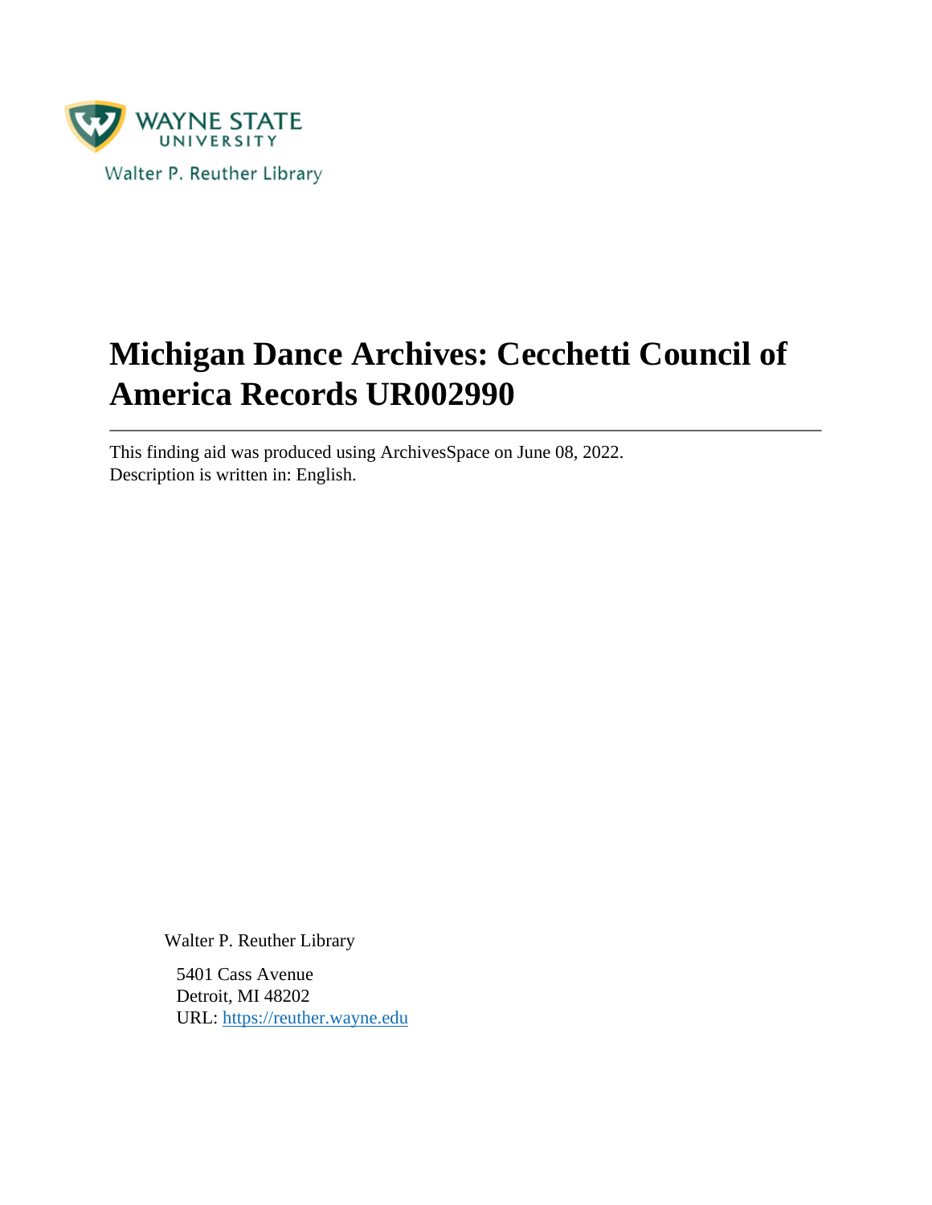WAYNE STATE UNIVERSITY

Walter P. Reuther Library

# Michigan Dance Archives: Cecchetti Council of America Records UR002990

---

This finding aid was produced using ArchivesSpace on June 08, 2022.
Description is written in: English.

Walter P. Reuther Library

5401 Cass Avenue
Detroit, MI 48202
URL: [https://reuther.wayne.edu](https://reuther.wayne.edu)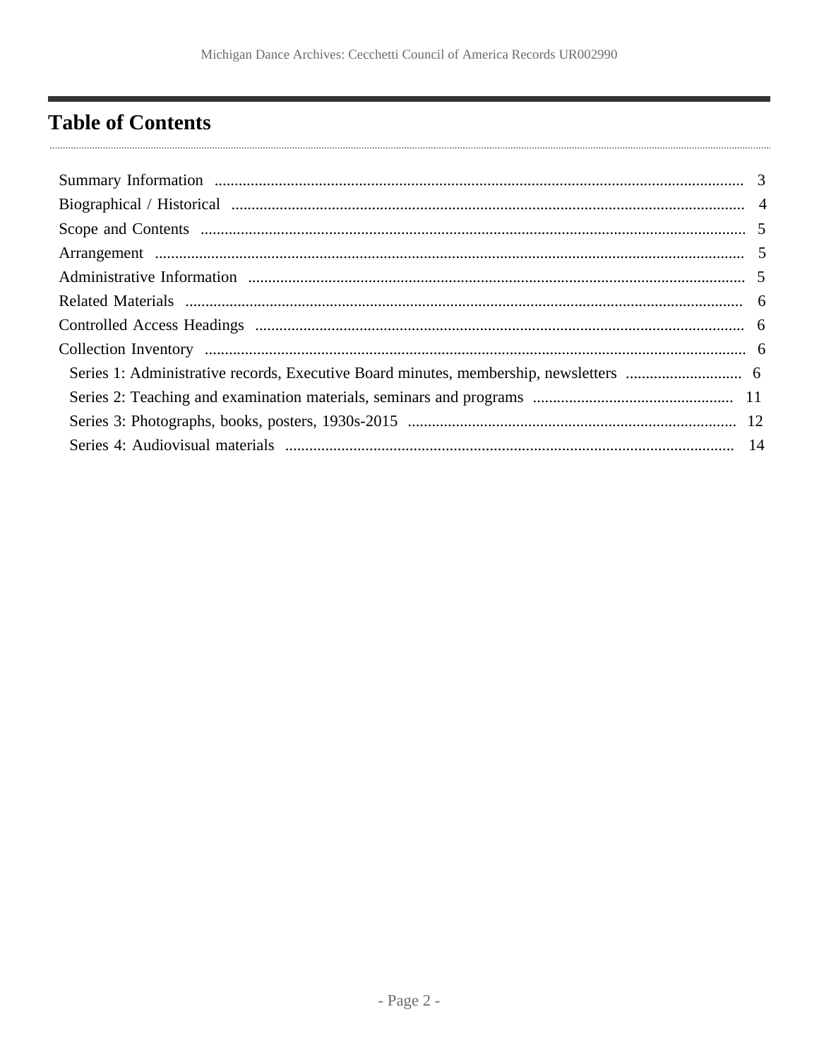# Table of Contents

- Summary Information ..... 3
- Biographical / Historical ..... 4
- Scope and Contents ..... 5
- Arrangement ..... 5
- Administrative Information ..... 5
- Related Materials ..... 6
- Controlled Access Headings ..... 6
- Collection Inventory ..... 6
  - Series 1: Administrative records, Executive Board minutes, membership, newsletters ..... 6
  - Series 2: Teaching and examination materials, seminars and programs ..... 11
  - Series 3: Photographs, books, posters, 1930s-2015 ..... 12
  - Series 4: Audiovisual materials ..... 14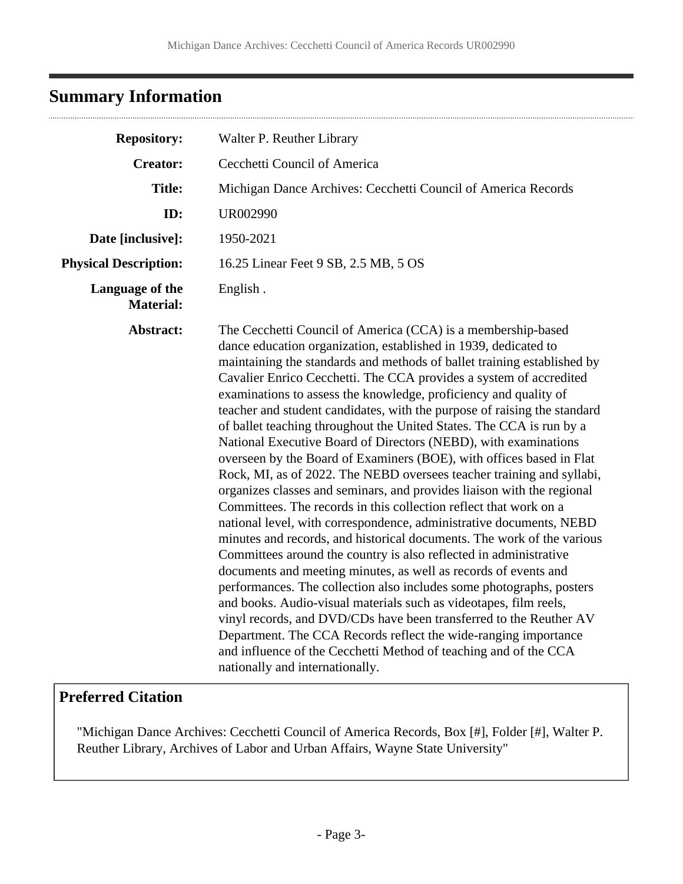## Summary Information

| | |
|---|---|
| **Repository:** | Walter P. Reuther Library |
| **Creator:** | Cecchetti Council of America |
| **Title:** | Michigan Dance Archives: Cecchetti Council of America Records |
| **ID:** | UR002990 |
| **Date [inclusive]:** | 1950-2021 |
| **Physical Description:** | 16.25 Linear Feet 9 SB, 2.5 MB, 5 OS |
| **Language of the Material:** | English . |
| **Abstract:** | The Cecchetti Council of America (CCA) is a membership-based dance education organization, established in 1939, dedicated to maintaining the standards and methods of ballet training established by Cavalier Enrico Cecchetti. The CCA provides a system of accredited examinations to assess the knowledge, proficiency and quality of teacher and student candidates, with the purpose of raising the standard of ballet teaching throughout the United States. The CCA is run by a National Executive Board of Directors (NEBD), with examinations overseen by the Board of Examiners (BOE), with offices based in Flat Rock, MI, as of 2022. The NEBD oversees teacher training and syllabi, organizes classes and seminars, and provides liaison with the regional Committees. The records in this collection reflect that work on a national level, with correspondence, administrative documents, NEBD minutes and records, and historical documents. The work of the various Committees around the country is also reflected in administrative documents and meeting minutes, as well as records of events and performances. The collection also includes some photographs, posters and books. Audio-visual materials such as videotapes, film reels, vinyl records, and DVD/CDs have been transferred to the Reuther AV Department. The CCA Records reflect the wide-ranging importance and influence of the Cecchetti Method of teaching and of the CCA nationally and internationally. |

### Preferred Citation

"Michigan Dance Archives: Cecchetti Council of America Records, Box [#], Folder [#], Walter P. Reuther Library, Archives of Labor and Urban Affairs, Wayne State University"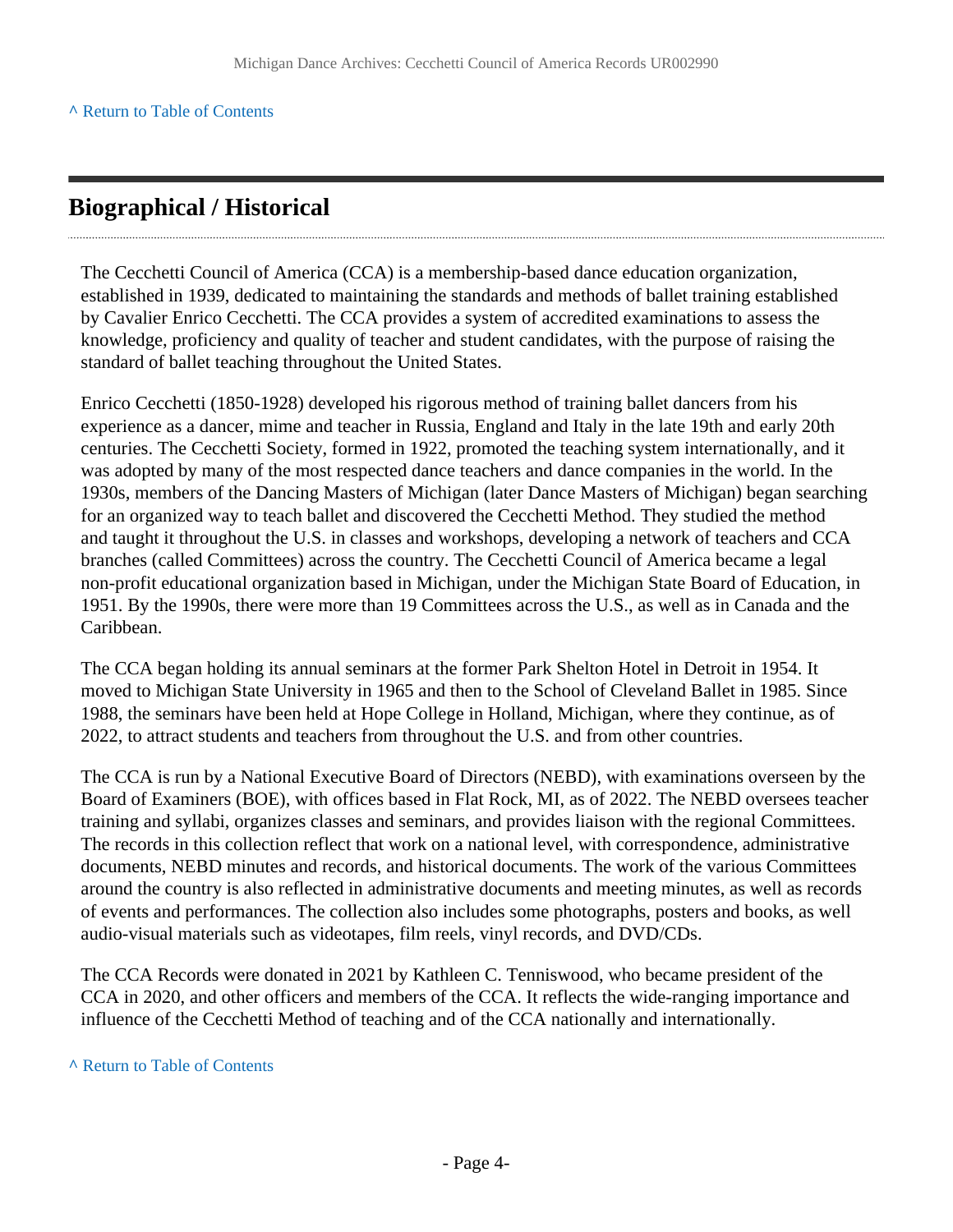^ Return to Table of Contents

## Biographical / Historical

The Cecchetti Council of America (CCA) is a membership-based dance education organization, established in 1939, dedicated to maintaining the standards and methods of ballet training established by Cavalier Enrico Cecchetti. The CCA provides a system of accredited examinations to assess the knowledge, proficiency and quality of teacher and student candidates, with the purpose of raising the standard of ballet teaching throughout the United States.

Enrico Cecchetti (1850-1928) developed his rigorous method of training ballet dancers from his experience as a dancer, mime and teacher in Russia, England and Italy in the late 19th and early 20th centuries. The Cecchetti Society, formed in 1922, promoted the teaching system internationally, and it was adopted by many of the most respected dance teachers and dance companies in the world. In the 1930s, members of the Dancing Masters of Michigan (later Dance Masters of Michigan) began searching for an organized way to teach ballet and discovered the Cecchetti Method. They studied the method and taught it throughout the U.S. in classes and workshops, developing a network of teachers and CCA branches (called Committees) across the country. The Cecchetti Council of America became a legal non-profit educational organization based in Michigan, under the Michigan State Board of Education, in 1951. By the 1990s, there were more than 19 Committees across the U.S., as well as in Canada and the Caribbean.

The CCA began holding its annual seminars at the former Park Shelton Hotel in Detroit in 1954. It moved to Michigan State University in 1965 and then to the School of Cleveland Ballet in 1985. Since 1988, the seminars have been held at Hope College in Holland, Michigan, where they continue, as of 2022, to attract students and teachers from throughout the U.S. and from other countries.

The CCA is run by a National Executive Board of Directors (NEBD), with examinations overseen by the Board of Examiners (BOE), with offices based in Flat Rock, MI, as of 2022. The NEBD oversees teacher training and syllabi, organizes classes and seminars, and provides liaison with the regional Committees. The records in this collection reflect that work on a national level, with correspondence, administrative documents, NEBD minutes and records, and historical documents. The work of the various Committees around the country is also reflected in administrative documents and meeting minutes, as well as records of events and performances. The collection also includes some photographs, posters and books, as well audio-visual materials such as videotapes, film reels, vinyl records, and DVD/CDs.

The CCA Records were donated in 2021 by Kathleen C. Tenniswood, who became president of the CCA in 2020, and other officers and members of the CCA. It reflects the wide-ranging importance and influence of the Cecchetti Method of teaching and of the CCA nationally and internationally.

^ Return to Table of Contents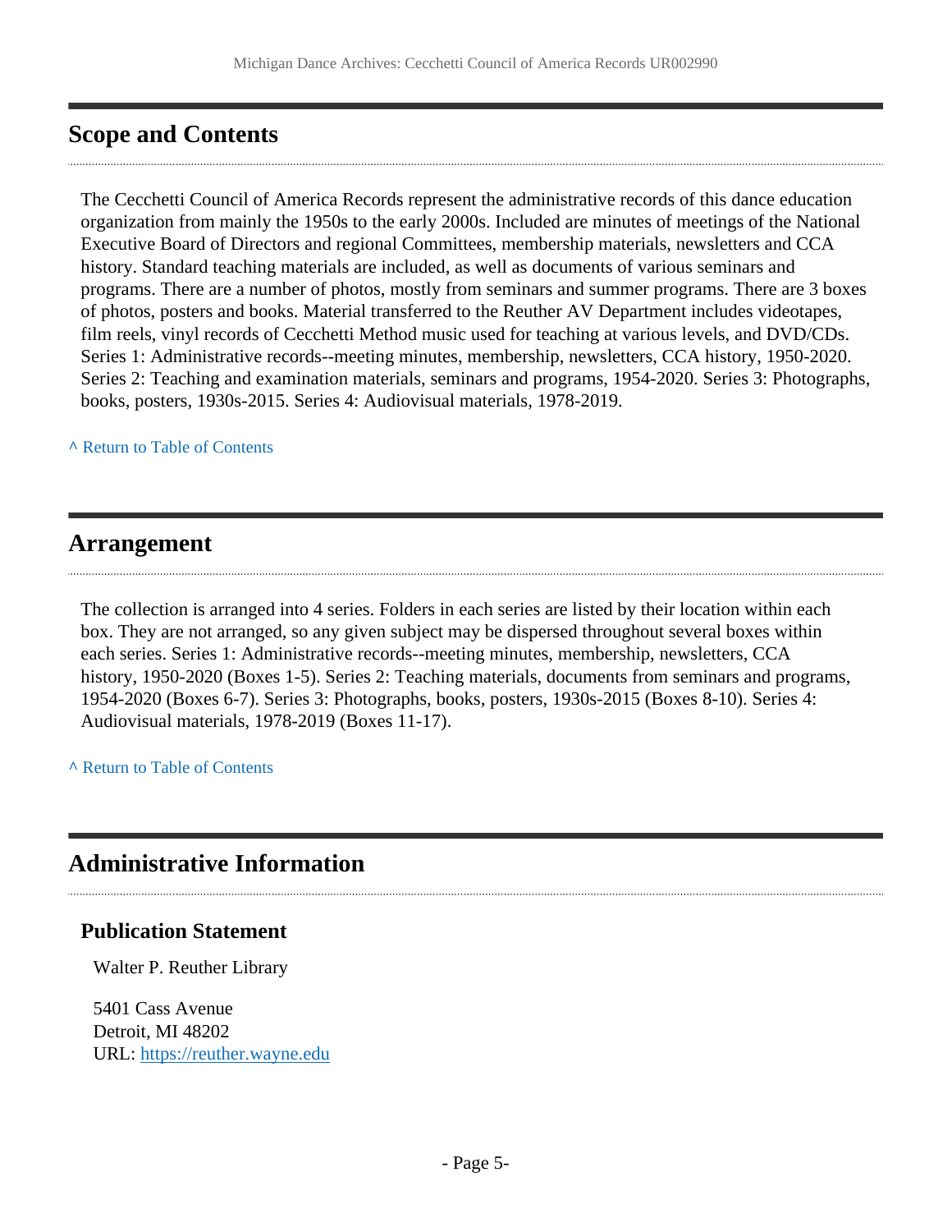## Scope and Contents

The Cecchetti Council of America Records represent the administrative records of this dance education organization from mainly the 1950s to the early 2000s. Included are minutes of meetings of the National Executive Board of Directors and regional Committees, membership materials, newsletters and CCA history. Standard teaching materials are included, as well as documents of various seminars and programs. There are a number of photos, mostly from seminars and summer programs. There are 3 boxes of photos, posters and books. Material transferred to the Reuther AV Department includes videotapes, film reels, vinyl records of Cecchetti Method music used for teaching at various levels, and DVD/CDs. Series 1: Administrative records--meeting minutes, membership, newsletters, CCA history, 1950-2020. Series 2: Teaching and examination materials, seminars and programs, 1954-2020. Series 3: Photographs, books, posters, 1930s-2015. Series 4: Audiovisual materials, 1978-2019.

^ Return to Table of Contents

## Arrangement

The collection is arranged into 4 series. Folders in each series are listed by their location within each box. They are not arranged, so any given subject may be dispersed throughout several boxes within each series. Series 1: Administrative records--meeting minutes, membership, newsletters, CCA history, 1950-2020 (Boxes 1-5). Series 2: Teaching materials, documents from seminars and programs, 1954-2020 (Boxes 6-7). Series 3: Photographs, books, posters, 1930s-2015 (Boxes 8-10). Series 4: Audiovisual materials, 1978-2019 (Boxes 11-17).

^ Return to Table of Contents

## Administrative Information

### Publication Statement

Walter P. Reuther Library

5401 Cass Avenue
Detroit, MI 48202
URL: https://reuther.wayne.edu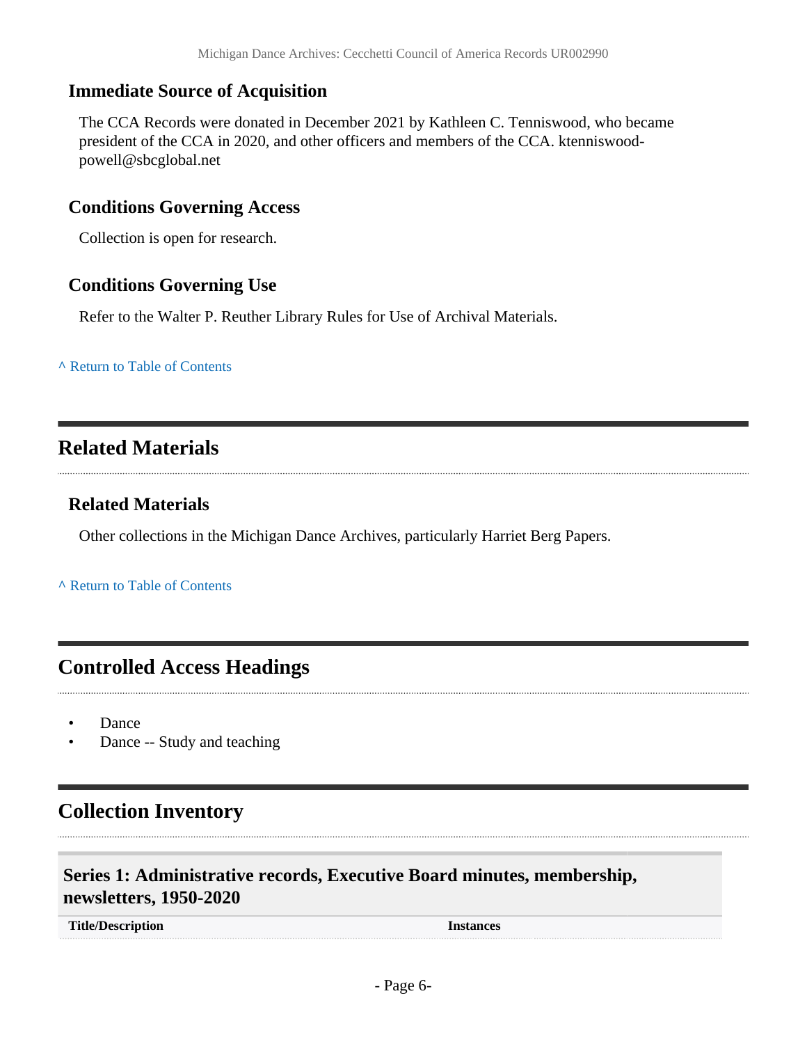### Immediate Source of Acquisition

The CCA Records were donated in December 2021 by Kathleen C. Tenniswood, who became president of the CCA in 2020, and other officers and members of the CCA. ktenniswood-powell@sbcglobal.net

### Conditions Governing Access

Collection is open for research.

### Conditions Governing Use

Refer to the Walter P. Reuther Library Rules for Use of Archival Materials.

^ Return to Table of Contents

## Related Materials

### Related Materials

Other collections in the Michigan Dance Archives, particularly Harriet Berg Papers.

^ Return to Table of Contents

## Controlled Access Headings

- Dance
- Dance -- Study and teaching

## Collection Inventory

### Series 1: Administrative records, Executive Board minutes, membership, newsletters, 1950-2020

| Title/Description | Instances |
| --- | --- |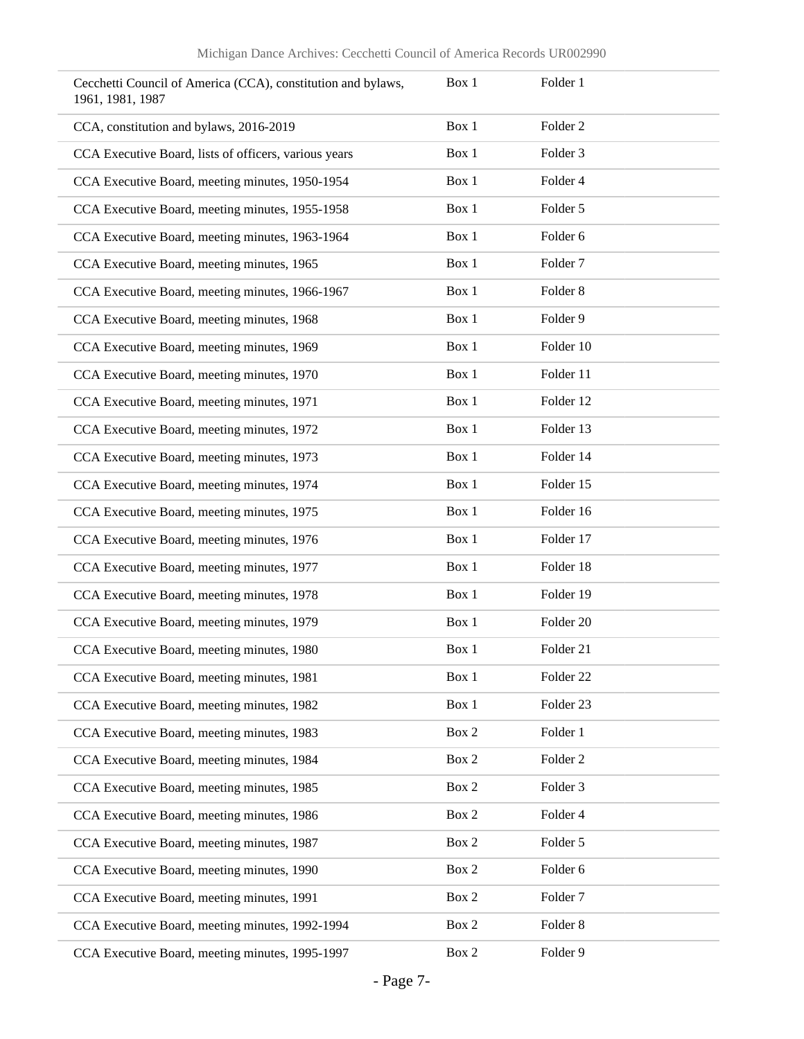| | | |
|---|---|---|
| Cecchetti Council of America (CCA), constitution and bylaws, 1961, 1981, 1987 | Box 1 | Folder 1 |
| CCA, constitution and bylaws, 2016-2019 | Box 1 | Folder 2 |
| CCA Executive Board, lists of officers, various years | Box 1 | Folder 3 |
| CCA Executive Board, meeting minutes, 1950-1954 | Box 1 | Folder 4 |
| CCA Executive Board, meeting minutes, 1955-1958 | Box 1 | Folder 5 |
| CCA Executive Board, meeting minutes, 1963-1964 | Box 1 | Folder 6 |
| CCA Executive Board, meeting minutes, 1965 | Box 1 | Folder 7 |
| CCA Executive Board, meeting minutes, 1966-1967 | Box 1 | Folder 8 |
| CCA Executive Board, meeting minutes, 1968 | Box 1 | Folder 9 |
| CCA Executive Board, meeting minutes, 1969 | Box 1 | Folder 10 |
| CCA Executive Board, meeting minutes, 1970 | Box 1 | Folder 11 |
| CCA Executive Board, meeting minutes, 1971 | Box 1 | Folder 12 |
| CCA Executive Board, meeting minutes, 1972 | Box 1 | Folder 13 |
| CCA Executive Board, meeting minutes, 1973 | Box 1 | Folder 14 |
| CCA Executive Board, meeting minutes, 1974 | Box 1 | Folder 15 |
| CCA Executive Board, meeting minutes, 1975 | Box 1 | Folder 16 |
| CCA Executive Board, meeting minutes, 1976 | Box 1 | Folder 17 |
| CCA Executive Board, meeting minutes, 1977 | Box 1 | Folder 18 |
| CCA Executive Board, meeting minutes, 1978 | Box 1 | Folder 19 |
| CCA Executive Board, meeting minutes, 1979 | Box 1 | Folder 20 |
| CCA Executive Board, meeting minutes, 1980 | Box 1 | Folder 21 |
| CCA Executive Board, meeting minutes, 1981 | Box 1 | Folder 22 |
| CCA Executive Board, meeting minutes, 1982 | Box 1 | Folder 23 |
| CCA Executive Board, meeting minutes, 1983 | Box 2 | Folder 1 |
| CCA Executive Board, meeting minutes, 1984 | Box 2 | Folder 2 |
| CCA Executive Board, meeting minutes, 1985 | Box 2 | Folder 3 |
| CCA Executive Board, meeting minutes, 1986 | Box 2 | Folder 4 |
| CCA Executive Board, meeting minutes, 1987 | Box 2 | Folder 5 |
| CCA Executive Board, meeting minutes, 1990 | Box 2 | Folder 6 |
| CCA Executive Board, meeting minutes, 1991 | Box 2 | Folder 7 |
| CCA Executive Board, meeting minutes, 1992-1994 | Box 2 | Folder 8 |
| CCA Executive Board, meeting minutes, 1995-1997 | Box 2 | Folder 9 |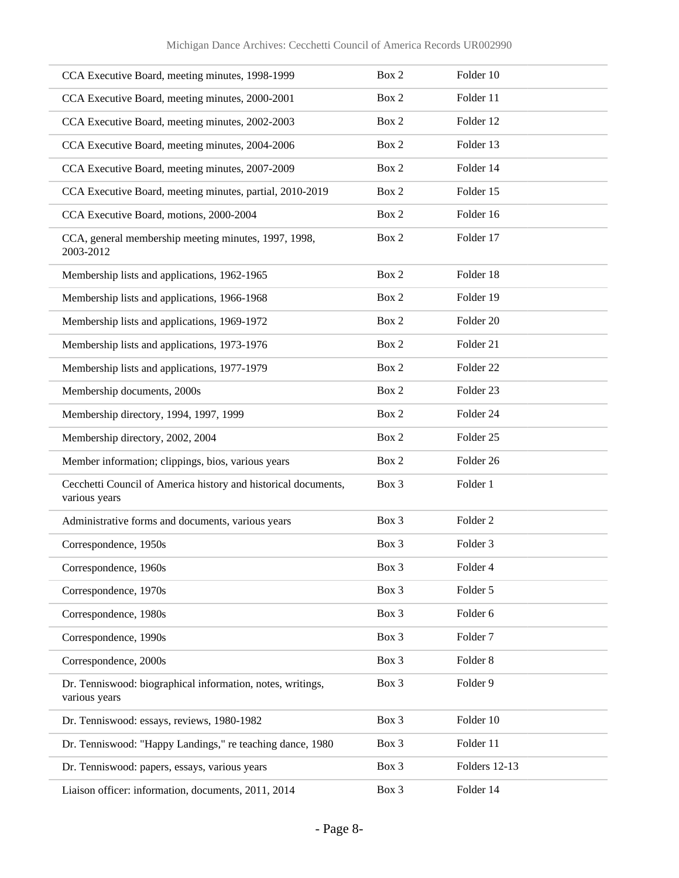| | | |
|---|---|---|
| CCA Executive Board, meeting minutes, 1998-1999 | Box 2 | Folder 10 |
| CCA Executive Board, meeting minutes, 2000-2001 | Box 2 | Folder 11 |
| CCA Executive Board, meeting minutes, 2002-2003 | Box 2 | Folder 12 |
| CCA Executive Board, meeting minutes, 2004-2006 | Box 2 | Folder 13 |
| CCA Executive Board, meeting minutes, 2007-2009 | Box 2 | Folder 14 |
| CCA Executive Board, meeting minutes, partial, 2010-2019 | Box 2 | Folder 15 |
| CCA Executive Board, motions, 2000-2004 | Box 2 | Folder 16 |
| CCA, general membership meeting minutes, 1997, 1998, 2003-2012 | Box 2 | Folder 17 |
| Membership lists and applications, 1962-1965 | Box 2 | Folder 18 |
| Membership lists and applications, 1966-1968 | Box 2 | Folder 19 |
| Membership lists and applications, 1969-1972 | Box 2 | Folder 20 |
| Membership lists and applications, 1973-1976 | Box 2 | Folder 21 |
| Membership lists and applications, 1977-1979 | Box 2 | Folder 22 |
| Membership documents, 2000s | Box 2 | Folder 23 |
| Membership directory, 1994, 1997, 1999 | Box 2 | Folder 24 |
| Membership directory, 2002, 2004 | Box 2 | Folder 25 |
| Member information; clippings, bios, various years | Box 2 | Folder 26 |
| Cecchetti Council of America history and historical documents, various years | Box 3 | Folder 1 |
| Administrative forms and documents, various years | Box 3 | Folder 2 |
| Correspondence, 1950s | Box 3 | Folder 3 |
| Correspondence, 1960s | Box 3 | Folder 4 |
| Correspondence, 1970s | Box 3 | Folder 5 |
| Correspondence, 1980s | Box 3 | Folder 6 |
| Correspondence, 1990s | Box 3 | Folder 7 |
| Correspondence, 2000s | Box 3 | Folder 8 |
| Dr. Tenniswood: biographical information, notes, writings, various years | Box 3 | Folder 9 |
| Dr. Tenniswood: essays, reviews, 1980-1982 | Box 3 | Folder 10 |
| Dr. Tenniswood: "Happy Landings," re teaching dance, 1980 | Box 3 | Folder 11 |
| Dr. Tenniswood: papers, essays, various years | Box 3 | Folders 12-13 |
| Liaison officer: information, documents, 2011, 2014 | Box 3 | Folder 14 |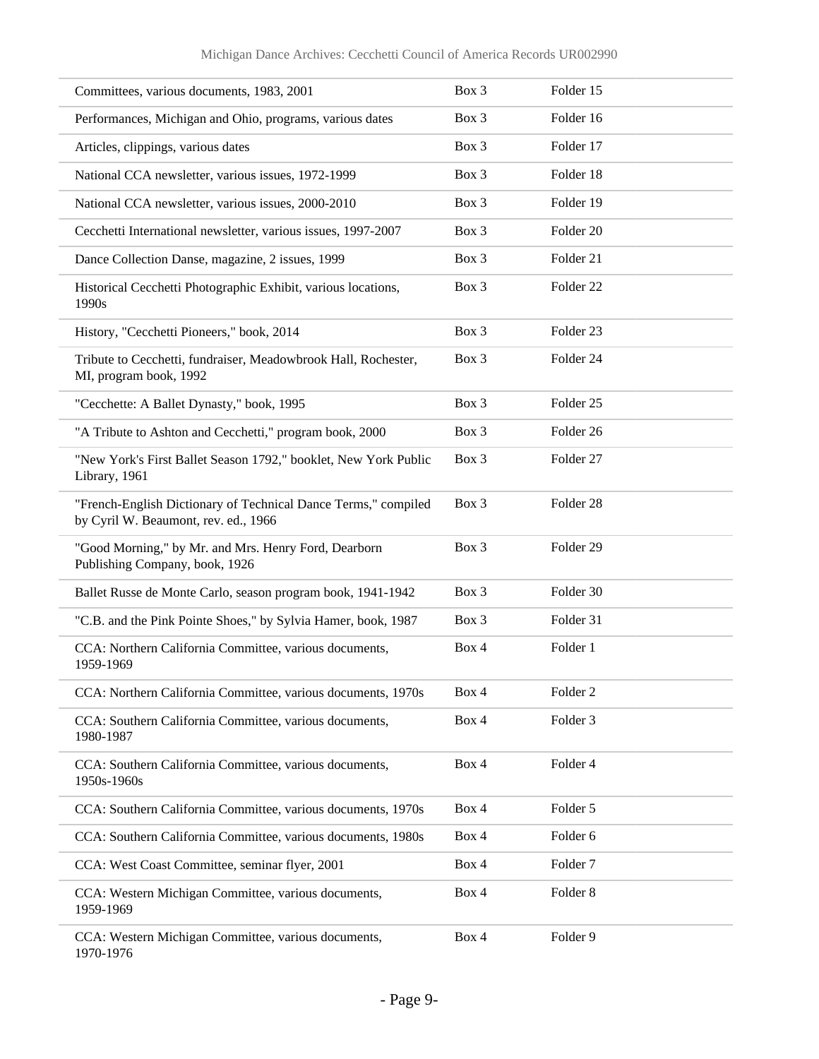| Description | Box | Folder |
| --- | --- | --- |
| Committees, various documents, 1983, 2001 | Box 3 | Folder 15 |
| Performances, Michigan and Ohio, programs, various dates | Box 3 | Folder 16 |
| Articles, clippings, various dates | Box 3 | Folder 17 |
| National CCA newsletter, various issues, 1972-1999 | Box 3 | Folder 18 |
| National CCA newsletter, various issues, 2000-2010 | Box 3 | Folder 19 |
| Cecchetti International newsletter, various issues, 1997-2007 | Box 3 | Folder 20 |
| Dance Collection Danse, magazine, 2 issues, 1999 | Box 3 | Folder 21 |
| Historical Cecchetti Photographic Exhibit, various locations, 1990s | Box 3 | Folder 22 |
| History, "Cecchetti Pioneers," book, 2014 | Box 3 | Folder 23 |
| Tribute to Cecchetti, fundraiser, Meadowbrook Hall, Rochester, MI, program book, 1992 | Box 3 | Folder 24 |
| "Cecchette: A Ballet Dynasty," book, 1995 | Box 3 | Folder 25 |
| "A Tribute to Ashton and Cecchetti," program book, 2000 | Box 3 | Folder 26 |
| "New York's First Ballet Season 1792," booklet, New York Public Library, 1961 | Box 3 | Folder 27 |
| "French-English Dictionary of Technical Dance Terms," compiled by Cyril W. Beaumont, rev. ed., 1966 | Box 3 | Folder 28 |
| "Good Morning," by Mr. and Mrs. Henry Ford, Dearborn Publishing Company, book, 1926 | Box 3 | Folder 29 |
| Ballet Russe de Monte Carlo, season program book, 1941-1942 | Box 3 | Folder 30 |
| "C.B. and the Pink Pointe Shoes," by Sylvia Hamer, book, 1987 | Box 3 | Folder 31 |
| CCA: Northern California Committee, various documents, 1959-1969 | Box 4 | Folder 1 |
| CCA: Northern California Committee, various documents, 1970s | Box 4 | Folder 2 |
| CCA: Southern California Committee, various documents, 1980-1987 | Box 4 | Folder 3 |
| CCA: Southern California Committee, various documents, 1950s-1960s | Box 4 | Folder 4 |
| CCA: Southern California Committee, various documents, 1970s | Box 4 | Folder 5 |
| CCA: Southern California Committee, various documents, 1980s | Box 4 | Folder 6 |
| CCA: West Coast Committee, seminar flyer, 2001 | Box 4 | Folder 7 |
| CCA: Western Michigan Committee, various documents, 1959-1969 | Box 4 | Folder 8 |
| CCA: Western Michigan Committee, various documents, 1970-1976 | Box 4 | Folder 9 |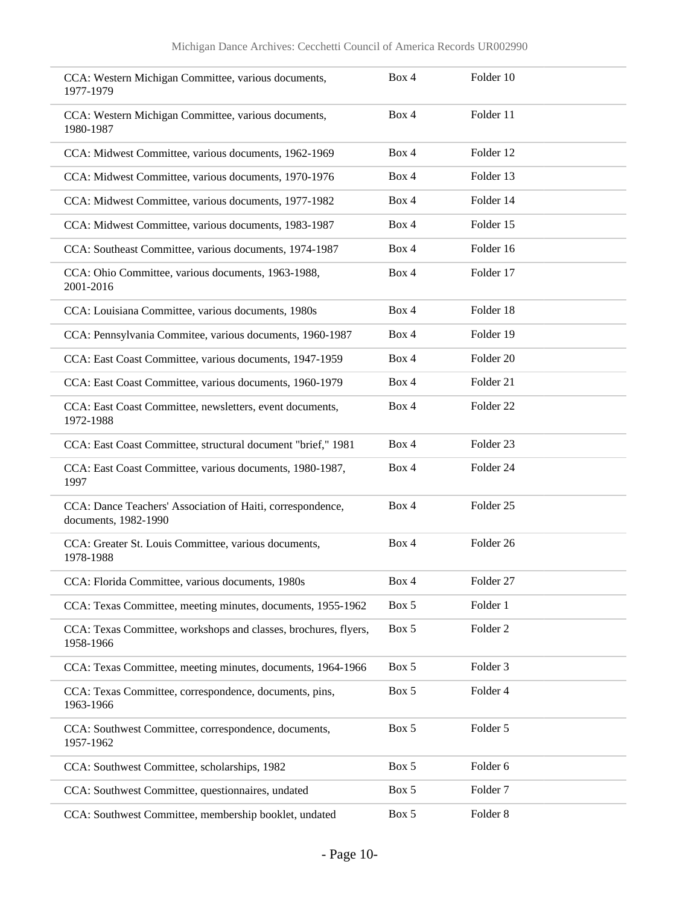| | | |
|---|---|---|
| CCA: Western Michigan Committee, various documents, 1977-1979 | Box 4 | Folder 10 |
| CCA: Western Michigan Committee, various documents, 1980-1987 | Box 4 | Folder 11 |
| CCA: Midwest Committee, various documents, 1962-1969 | Box 4 | Folder 12 |
| CCA: Midwest Committee, various documents, 1970-1976 | Box 4 | Folder 13 |
| CCA: Midwest Committee, various documents, 1977-1982 | Box 4 | Folder 14 |
| CCA: Midwest Committee, various documents, 1983-1987 | Box 4 | Folder 15 |
| CCA: Southeast Committee, various documents, 1974-1987 | Box 4 | Folder 16 |
| CCA: Ohio Committee, various documents, 1963-1988, 2001-2016 | Box 4 | Folder 17 |
| CCA: Louisiana Committee, various documents, 1980s | Box 4 | Folder 18 |
| CCA: Pennsylvania Commitee, various documents, 1960-1987 | Box 4 | Folder 19 |
| CCA: East Coast Committee, various documents, 1947-1959 | Box 4 | Folder 20 |
| CCA: East Coast Committee, various documents, 1960-1979 | Box 4 | Folder 21 |
| CCA: East Coast Committee, newsletters, event documents, 1972-1988 | Box 4 | Folder 22 |
| CCA: East Coast Committee, structural document "brief," 1981 | Box 4 | Folder 23 |
| CCA: East Coast Committee, various documents, 1980-1987, 1997 | Box 4 | Folder 24 |
| CCA: Dance Teachers' Association of Haiti, correspondence, documents, 1982-1990 | Box 4 | Folder 25 |
| CCA: Greater St. Louis Committee, various documents, 1978-1988 | Box 4 | Folder 26 |
| CCA: Florida Committee, various documents, 1980s | Box 4 | Folder 27 |
| CCA: Texas Committee, meeting minutes, documents, 1955-1962 | Box 5 | Folder 1 |
| CCA: Texas Committee, workshops and classes, brochures, flyers, 1958-1966 | Box 5 | Folder 2 |
| CCA: Texas Committee, meeting minutes, documents, 1964-1966 | Box 5 | Folder 3 |
| CCA: Texas Committee, correspondence, documents, pins, 1963-1966 | Box 5 | Folder 4 |
| CCA: Southwest Committee, correspondence, documents, 1957-1962 | Box 5 | Folder 5 |
| CCA: Southwest Committee, scholarships, 1982 | Box 5 | Folder 6 |
| CCA: Southwest Committee, questionnaires, undated | Box 5 | Folder 7 |
| CCA: Southwest Committee, membership booklet, undated | Box 5 | Folder 8 |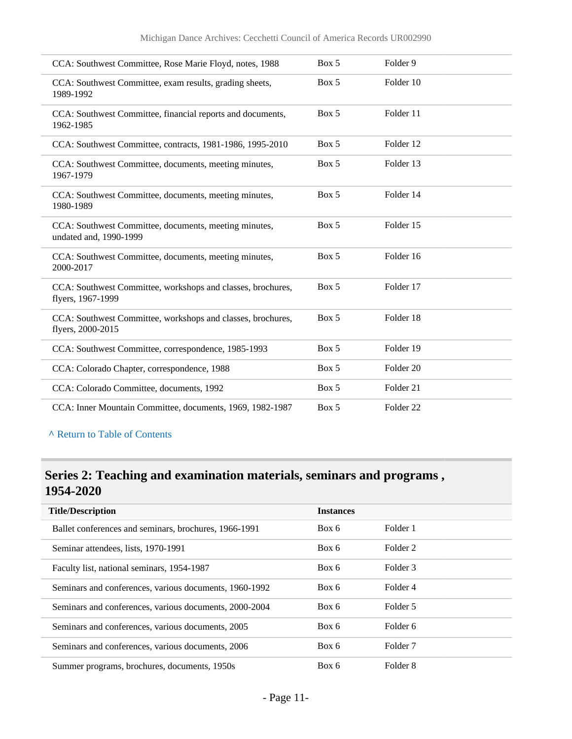| | | |
|---|---|---|
| CCA: Southwest Committee, Rose Marie Floyd, notes, 1988 | Box 5 | Folder 9 |
| CCA: Southwest Committee, exam results, grading sheets, 1989-1992 | Box 5 | Folder 10 |
| CCA: Southwest Committee, financial reports and documents, 1962-1985 | Box 5 | Folder 11 |
| CCA: Southwest Committee, contracts, 1981-1986, 1995-2010 | Box 5 | Folder 12 |
| CCA: Southwest Committee, documents, meeting minutes, 1967-1979 | Box 5 | Folder 13 |
| CCA: Southwest Committee, documents, meeting minutes, 1980-1989 | Box 5 | Folder 14 |
| CCA: Southwest Committee, documents, meeting minutes, undated and, 1990-1999 | Box 5 | Folder 15 |
| CCA: Southwest Committee, documents, meeting minutes, 2000-2017 | Box 5 | Folder 16 |
| CCA: Southwest Committee, workshops and classes, brochures, flyers, 1967-1999 | Box 5 | Folder 17 |
| CCA: Southwest Committee, workshops and classes, brochures, flyers, 2000-2015 | Box 5 | Folder 18 |
| CCA: Southwest Committee, correspondence, 1985-1993 | Box 5 | Folder 19 |
| CCA: Colorado Chapter, correspondence, 1988 | Box 5 | Folder 20 |
| CCA: Colorado Committee, documents, 1992 | Box 5 | Folder 21 |
| CCA: Inner Mountain Committee, documents, 1969, 1982-1987 | Box 5 | Folder 22 |

^ Return to Table of Contents

## Series 2: Teaching and examination materials, seminars and programs , 1954-2020

| Title/Description | Instances | |
|---|---|---|
| Ballet conferences and seminars, brochures, 1966-1991 | Box 6 | Folder 1 |
| Seminar attendees, lists, 1970-1991 | Box 6 | Folder 2 |
| Faculty list, national seminars, 1954-1987 | Box 6 | Folder 3 |
| Seminars and conferences, various documents, 1960-1992 | Box 6 | Folder 4 |
| Seminars and conferences, various documents, 2000-2004 | Box 6 | Folder 5 |
| Seminars and conferences, various documents, 2005 | Box 6 | Folder 6 |
| Seminars and conferences, various documents, 2006 | Box 6 | Folder 7 |
| Summer programs, brochures, documents, 1950s | Box 6 | Folder 8 |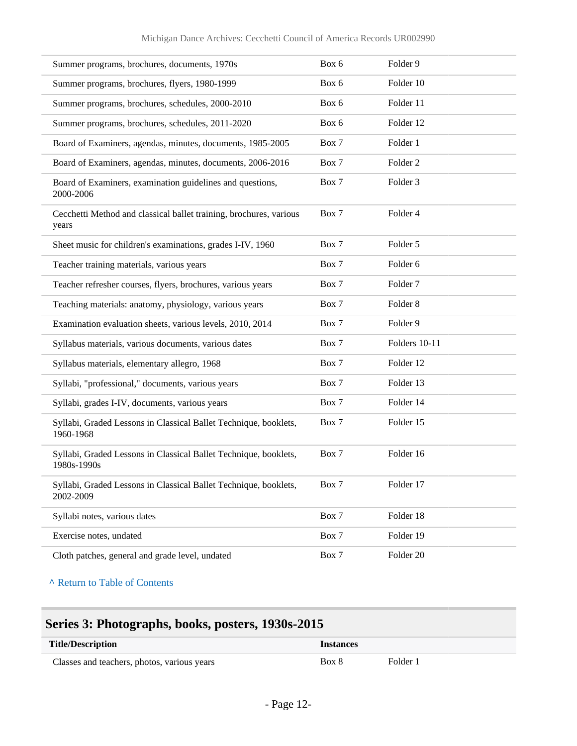| | | |
|---|---|---|
| Summer programs, brochures, documents, 1970s | Box 6 | Folder 9 |
| Summer programs, brochures, flyers, 1980-1999 | Box 6 | Folder 10 |
| Summer programs, brochures, schedules, 2000-2010 | Box 6 | Folder 11 |
| Summer programs, brochures, schedules, 2011-2020 | Box 6 | Folder 12 |
| Board of Examiners, agendas, minutes, documents, 1985-2005 | Box 7 | Folder 1 |
| Board of Examiners, agendas, minutes, documents, 2006-2016 | Box 7 | Folder 2 |
| Board of Examiners, examination guidelines and questions, 2000-2006 | Box 7 | Folder 3 |
| Cecchetti Method and classical ballet training, brochures, various years | Box 7 | Folder 4 |
| Sheet music for children's examinations, grades I-IV, 1960 | Box 7 | Folder 5 |
| Teacher training materials, various years | Box 7 | Folder 6 |
| Teacher refresher courses, flyers, brochures, various years | Box 7 | Folder 7 |
| Teaching materials: anatomy, physiology, various years | Box 7 | Folder 8 |
| Examination evaluation sheets, various levels, 2010, 2014 | Box 7 | Folder 9 |
| Syllabus materials, various documents, various dates | Box 7 | Folders 10-11 |
| Syllabus materials, elementary allegro, 1968 | Box 7 | Folder 12 |
| Syllabi, "professional," documents, various years | Box 7 | Folder 13 |
| Syllabi, grades I-IV, documents, various years | Box 7 | Folder 14 |
| Syllabi, Graded Lessons in Classical Ballet Technique, booklets, 1960-1968 | Box 7 | Folder 15 |
| Syllabi, Graded Lessons in Classical Ballet Technique, booklets, 1980s-1990s | Box 7 | Folder 16 |
| Syllabi, Graded Lessons in Classical Ballet Technique, booklets, 2002-2009 | Box 7 | Folder 17 |
| Syllabi notes, various dates | Box 7 | Folder 18 |
| Exercise notes, undated | Box 7 | Folder 19 |
| Cloth patches, general and grade level, undated | Box 7 | Folder 20 |

^ Return to Table of Contents

## Series 3: Photographs, books, posters, 1930s-2015

| Title/Description | Instances | |
|---|---|---|
| Classes and teachers, photos, various years | Box 8 | Folder 1 |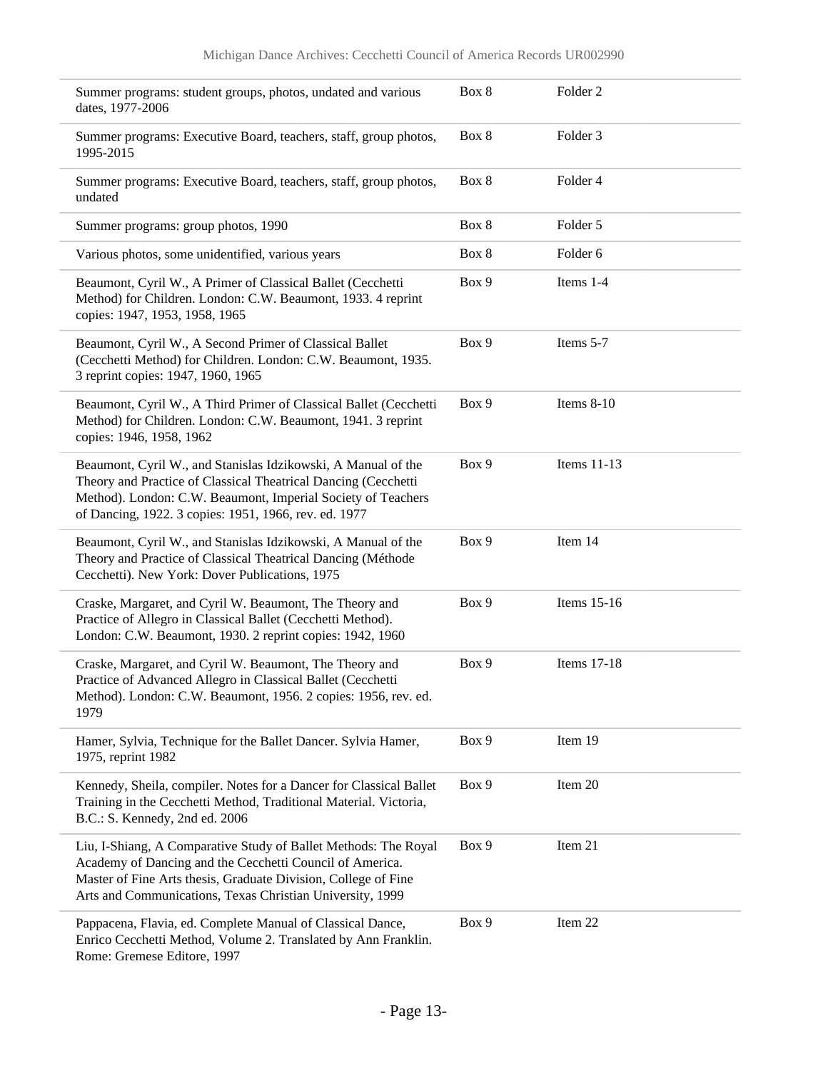| | | |
|---|---|---|
| Summer programs: student groups, photos, undated and various dates, 1977-2006 | Box 8 | Folder 2 |
| Summer programs: Executive Board, teachers, staff, group photos, 1995-2015 | Box 8 | Folder 3 |
| Summer programs: Executive Board, teachers, staff, group photos, undated | Box 8 | Folder 4 |
| Summer programs: group photos, 1990 | Box 8 | Folder 5 |
| Various photos, some unidentified, various years | Box 8 | Folder 6 |
| Beaumont, Cyril W., A Primer of Classical Ballet (Cecchetti Method) for Children. London: C.W. Beaumont, 1933. 4 reprint copies: 1947, 1953, 1958, 1965 | Box 9 | Items 1-4 |
| Beaumont, Cyril W., A Second Primer of Classical Ballet (Cecchetti Method) for Children. London: C.W. Beaumont, 1935. 3 reprint copies: 1947, 1960, 1965 | Box 9 | Items 5-7 |
| Beaumont, Cyril W., A Third Primer of Classical Ballet (Cecchetti Method) for Children. London: C.W. Beaumont, 1941. 3 reprint copies: 1946, 1958, 1962 | Box 9 | Items 8-10 |
| Beaumont, Cyril W., and Stanislas Idzikowski, A Manual of the Theory and Practice of Classical Theatrical Dancing (Cecchetti Method). London: C.W. Beaumont, Imperial Society of Teachers of Dancing, 1922. 3 copies: 1951, 1966, rev. ed. 1977 | Box 9 | Items 11-13 |
| Beaumont, Cyril W., and Stanislas Idzikowski, A Manual of the Theory and Practice of Classical Theatrical Dancing (Méthode Cecchetti). New York: Dover Publications, 1975 | Box 9 | Item 14 |
| Craske, Margaret, and Cyril W. Beaumont, The Theory and Practice of Allegro in Classical Ballet (Cecchetti Method). London: C.W. Beaumont, 1930. 2 reprint copies: 1942, 1960 | Box 9 | Items 15-16 |
| Craske, Margaret, and Cyril W. Beaumont, The Theory and Practice of Advanced Allegro in Classical Ballet (Cecchetti Method). London: C.W. Beaumont, 1956. 2 copies: 1956, rev. ed. 1979 | Box 9 | Items 17-18 |
| Hamer, Sylvia, Technique for the Ballet Dancer. Sylvia Hamer, 1975, reprint 1982 | Box 9 | Item 19 |
| Kennedy, Sheila, compiler. Notes for a Dancer for Classical Ballet Training in the Cecchetti Method, Traditional Material. Victoria, B.C.: S. Kennedy, 2nd ed. 2006 | Box 9 | Item 20 |
| Liu, I-Shiang, A Comparative Study of Ballet Methods: The Royal Academy of Dancing and the Cecchetti Council of America. Master of Fine Arts thesis, Graduate Division, College of Fine Arts and Communications, Texas Christian University, 1999 | Box 9 | Item 21 |
| Pappacena, Flavia, ed. Complete Manual of Classical Dance, Enrico Cecchetti Method, Volume 2. Translated by Ann Franklin. Rome: Gremese Editore, 1997 | Box 9 | Item 22 |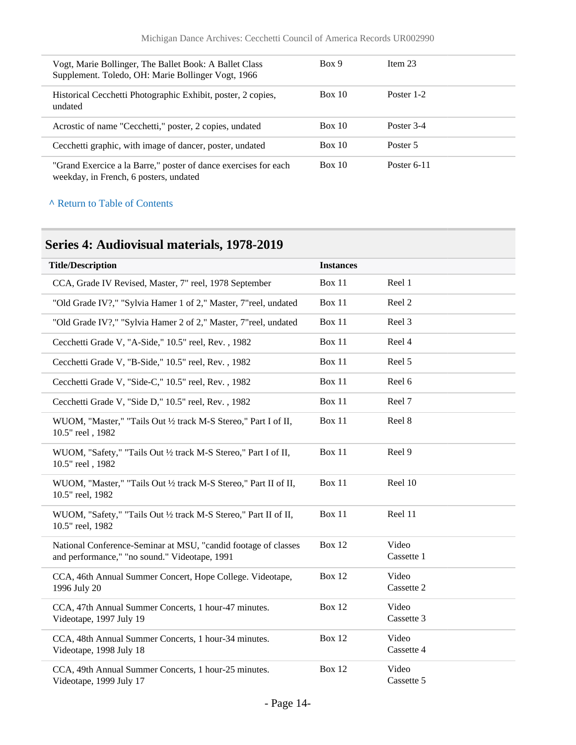| | | |
|---|---|---|
| Vogt, Marie Bollinger, The Ballet Book: A Ballet Class Supplement. Toledo, OH: Marie Bollinger Vogt, 1966 | Box 9 | Item 23 |
| Historical Cecchetti Photographic Exhibit, poster, 2 copies, undated | Box 10 | Poster 1-2 |
| Acrostic of name "Cecchetti," poster, 2 copies, undated | Box 10 | Poster 3-4 |
| Cecchetti graphic, with image of dancer, poster, undated | Box 10 | Poster 5 |
| "Grand Exercice a la Barre," poster of dance exercises for each weekday, in French, 6 posters, undated | Box 10 | Poster 6-11 |

^ Return to Table of Contents

## Series 4: Audiovisual materials, 1978-2019

| Title/Description | Instances | |
|---|---|---|
| CCA, Grade IV Revised, Master, 7" reel, 1978 September | Box 11 | Reel 1 |
| "Old Grade IV?," "Sylvia Hamer 1 of 2," Master, 7"reel, undated | Box 11 | Reel 2 |
| "Old Grade IV?," "Sylvia Hamer 2 of 2," Master, 7"reel, undated | Box 11 | Reel 3 |
| Cecchetti Grade V, "A-Side," 10.5" reel, Rev. , 1982 | Box 11 | Reel 4 |
| Cecchetti Grade V, "B-Side," 10.5" reel, Rev. , 1982 | Box 11 | Reel 5 |
| Cecchetti Grade V, "Side-C," 10.5" reel, Rev. , 1982 | Box 11 | Reel 6 |
| Cecchetti Grade V, "Side D," 10.5" reel, Rev. , 1982 | Box 11 | Reel 7 |
| WUOM, "Master," "Tails Out ½ track M-S Stereo," Part I of II, 10.5" reel , 1982 | Box 11 | Reel 8 |
| WUOM, "Safety," "Tails Out ½ track M-S Stereo," Part I of II, 10.5" reel , 1982 | Box 11 | Reel 9 |
| WUOM, "Master," "Tails Out ½ track M-S Stereo," Part II of II, 10.5" reel, 1982 | Box 11 | Reel 10 |
| WUOM, "Safety," "Tails Out ½ track M-S Stereo," Part II of II, 10.5" reel, 1982 | Box 11 | Reel 11 |
| National Conference-Seminar at MSU, "candid footage of classes and performance," "no sound." Videotape, 1991 | Box 12 | Video Cassette 1 |
| CCA, 46th Annual Summer Concert, Hope College. Videotape, 1996 July 20 | Box 12 | Video Cassette 2 |
| CCA, 47th Annual Summer Concerts, 1 hour-47 minutes. Videotape, 1997 July 19 | Box 12 | Video Cassette 3 |
| CCA, 48th Annual Summer Concerts, 1 hour-34 minutes. Videotape, 1998 July 18 | Box 12 | Video Cassette 4 |
| CCA, 49th Annual Summer Concerts, 1 hour-25 minutes. Videotape, 1999 July 17 | Box 12 | Video Cassette 5 |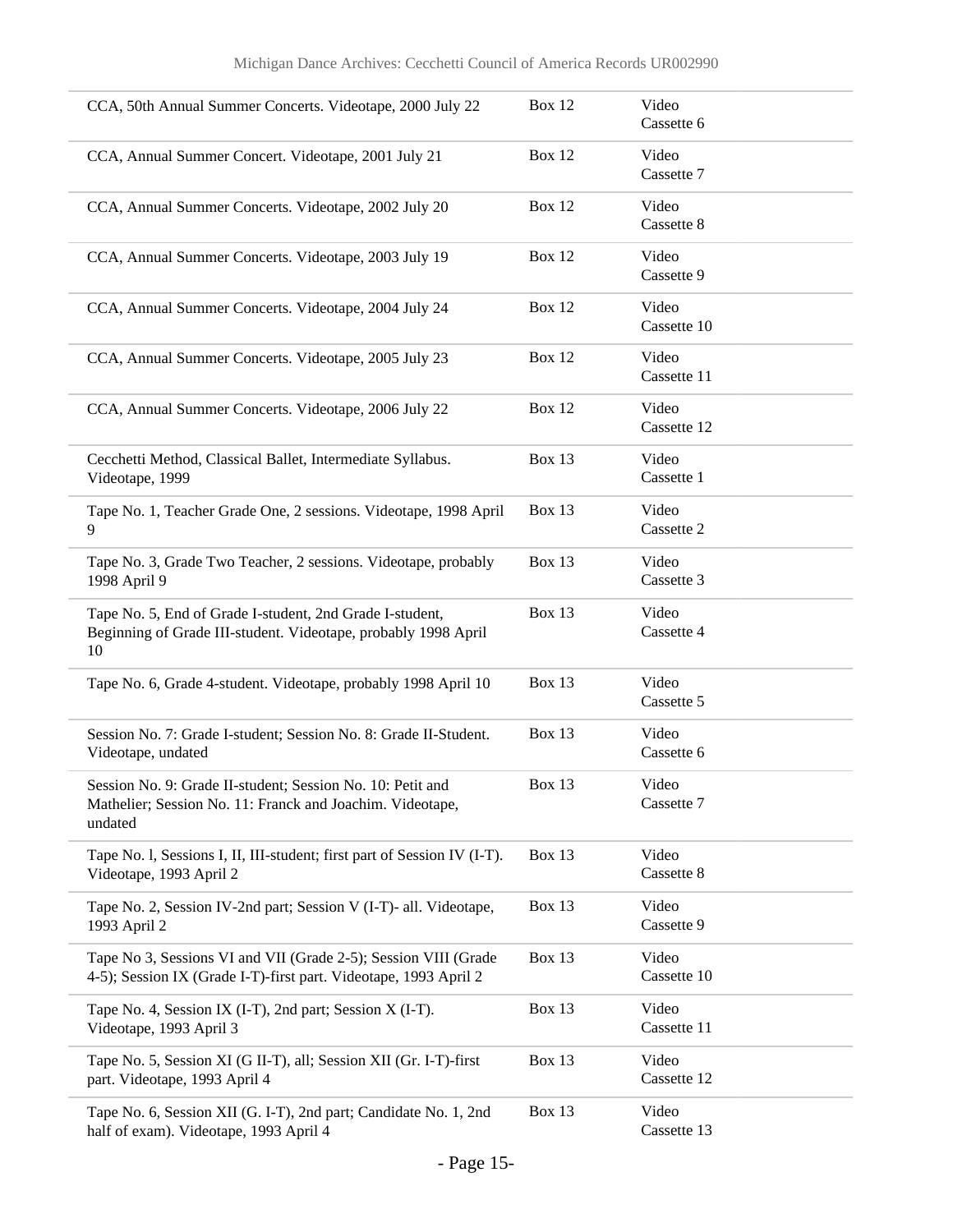| | | |
|---|---|---|
| CCA, 50th Annual Summer Concerts. Videotape, 2000 July 22 | Box 12 | Video Cassette 6 |
| CCA, Annual Summer Concert. Videotape, 2001 July 21 | Box 12 | Video Cassette 7 |
| CCA, Annual Summer Concerts. Videotape, 2002 July 20 | Box 12 | Video Cassette 8 |
| CCA, Annual Summer Concerts. Videotape, 2003 July 19 | Box 12 | Video Cassette 9 |
| CCA, Annual Summer Concerts. Videotape, 2004 July 24 | Box 12 | Video Cassette 10 |
| CCA, Annual Summer Concerts. Videotape, 2005 July 23 | Box 12 | Video Cassette 11 |
| CCA, Annual Summer Concerts. Videotape, 2006 July 22 | Box 12 | Video Cassette 12 |
| Cecchetti Method, Classical Ballet, Intermediate Syllabus. Videotape, 1999 | Box 13 | Video Cassette 1 |
| Tape No. 1, Teacher Grade One, 2 sessions. Videotape, 1998 April 9 | Box 13 | Video Cassette 2 |
| Tape No. 3, Grade Two Teacher, 2 sessions. Videotape, probably 1998 April 9 | Box 13 | Video Cassette 3 |
| Tape No. 5, End of Grade I-student, 2nd Grade I-student, Beginning of Grade III-student. Videotape, probably 1998 April 10 | Box 13 | Video Cassette 4 |
| Tape No. 6, Grade 4-student. Videotape, probably 1998 April 10 | Box 13 | Video Cassette 5 |
| Session No. 7: Grade I-student; Session No. 8: Grade II-Student. Videotape, undated | Box 13 | Video Cassette 6 |
| Session No. 9: Grade II-student; Session No. 10: Petit and Mathelier; Session No. 11: Franck and Joachim. Videotape, undated | Box 13 | Video Cassette 7 |
| Tape No. l, Sessions I, II, III-student; first part of Session IV (I-T). Videotape, 1993 April 2 | Box 13 | Video Cassette 8 |
| Tape No. 2, Session IV-2nd part; Session V (I-T)- all. Videotape, 1993 April 2 | Box 13 | Video Cassette 9 |
| Tape No 3, Sessions VI and VII (Grade 2-5); Session VIII (Grade 4-5); Session IX (Grade I-T)-first part. Videotape, 1993 April 2 | Box 13 | Video Cassette 10 |
| Tape No. 4, Session IX (I-T), 2nd part; Session X (I-T). Videotape, 1993 April 3 | Box 13 | Video Cassette 11 |
| Tape No. 5, Session XI (G II-T), all; Session XII (Gr. I-T)-first part. Videotape, 1993 April 4 | Box 13 | Video Cassette 12 |
| Tape No. 6, Session XII (G. I-T), 2nd part; Candidate No. 1, 2nd half of exam). Videotape, 1993 April 4 | Box 13 | Video Cassette 13 |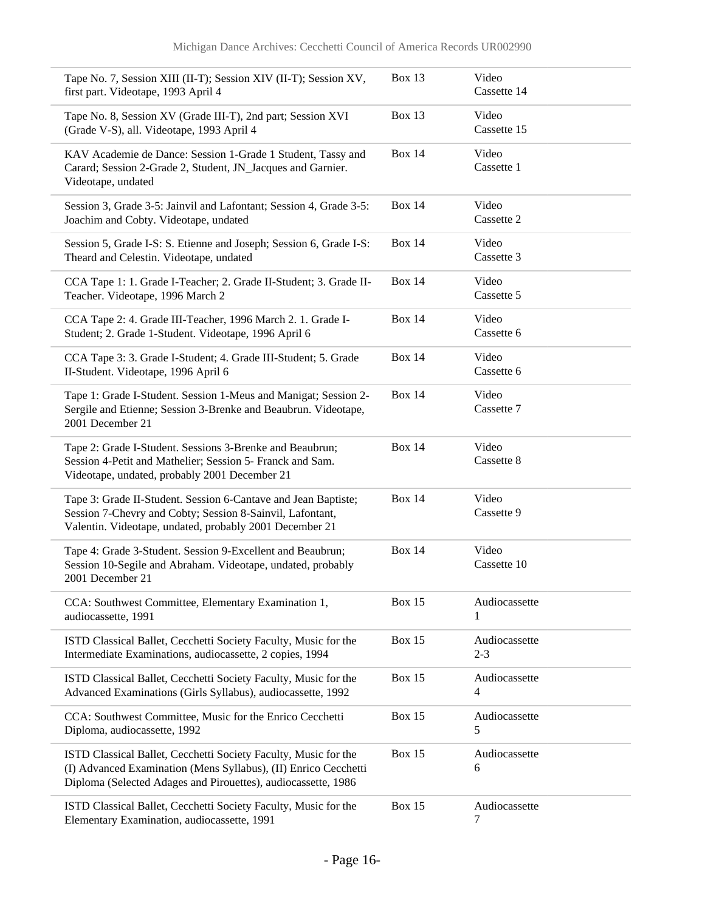| | | |
|---|---|---|
| Tape No. 7, Session XIII (II-T); Session XIV (II-T); Session XV, first part. Videotape, 1993 April 4 | Box 13 | Video Cassette 14 |
| Tape No. 8, Session XV (Grade III-T), 2nd part; Session XVI (Grade V-S), all. Videotape, 1993 April 4 | Box 13 | Video Cassette 15 |
| KAV Academie de Dance: Session 1-Grade 1 Student, Tassy and Carard; Session 2-Grade 2, Student, JN_Jacques and Garnier. Videotape, undated | Box 14 | Video Cassette 1 |
| Session 3, Grade 3-5: Jainvil and Lafontant; Session 4, Grade 3-5: Joachim and Cobty. Videotape, undated | Box 14 | Video Cassette 2 |
| Session 5, Grade I-S: S. Etienne and Joseph; Session 6, Grade I-S: Theard and Celestin. Videotape, undated | Box 14 | Video Cassette 3 |
| CCA Tape 1: 1. Grade I-Teacher; 2. Grade II-Student; 3. Grade II-Teacher. Videotape, 1996 March 2 | Box 14 | Video Cassette 5 |
| CCA Tape 2: 4. Grade III-Teacher, 1996 March 2. 1. Grade I-Student; 2. Grade 1-Student. Videotape, 1996 April 6 | Box 14 | Video Cassette 6 |
| CCA Tape 3: 3. Grade I-Student; 4. Grade III-Student; 5. Grade II-Student. Videotape, 1996 April 6 | Box 14 | Video Cassette 6 |
| Tape 1: Grade I-Student. Session 1-Meus and Manigat; Session 2-Sergile and Etienne; Session 3-Brenke and Beaubrun. Videotape, 2001 December 21 | Box 14 | Video Cassette 7 |
| Tape 2: Grade I-Student. Sessions 3-Brenke and Beaubrun; Session 4-Petit and Mathelier; Session 5- Franck and Sam. Videotape, undated, probably 2001 December 21 | Box 14 | Video Cassette 8 |
| Tape 3: Grade II-Student. Session 6-Cantave and Jean Baptiste; Session 7-Chevry and Cobty; Session 8-Sainvil, Lafontant, Valentin. Videotape, undated, probably 2001 December 21 | Box 14 | Video Cassette 9 |
| Tape 4: Grade 3-Student. Session 9-Excellent and Beaubrun; Session 10-Segile and Abraham. Videotape, undated, probably 2001 December 21 | Box 14 | Video Cassette 10 |
| CCA: Southwest Committee, Elementary Examination 1, audiocassette, 1991 | Box 15 | Audiocassette 1 |
| ISTD Classical Ballet, Cecchetti Society Faculty, Music for the Intermediate Examinations, audiocassette, 2 copies, 1994 | Box 15 | Audiocassette 2-3 |
| ISTD Classical Ballet, Cecchetti Society Faculty, Music for the Advanced Examinations (Girls Syllabus), audiocassette, 1992 | Box 15 | Audiocassette 4 |
| CCA: Southwest Committee, Music for the Enrico Cecchetti Diploma, audiocassette, 1992 | Box 15 | Audiocassette 5 |
| ISTD Classical Ballet, Cecchetti Society Faculty, Music for the (I) Advanced Examination (Mens Syllabus), (II) Enrico Cecchetti Diploma (Selected Adages and Pirouettes), audiocassette, 1986 | Box 15 | Audiocassette 6 |
| ISTD Classical Ballet, Cecchetti Society Faculty, Music for the Elementary Examination, audiocassette, 1991 | Box 15 | Audiocassette 7 |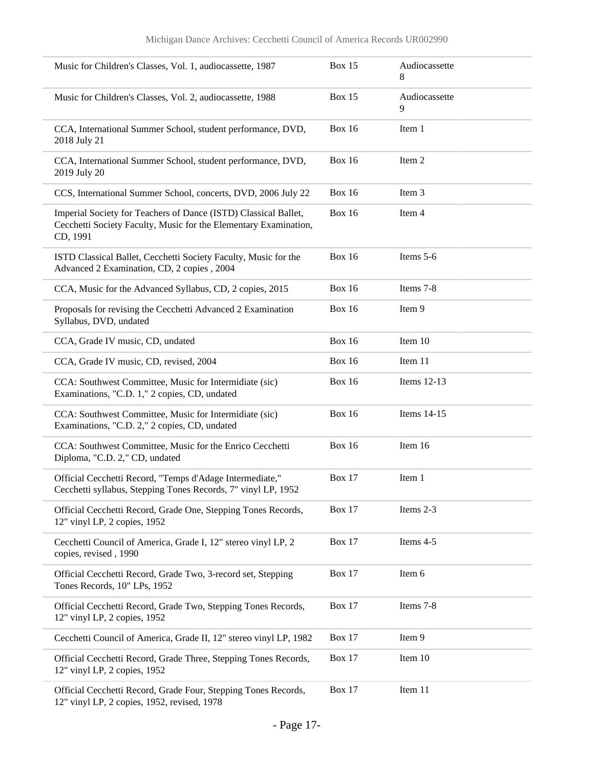| | | |
|---|---|---|
| Music for Children's Classes, Vol. 1, audiocassette, 1987 | Box 15 | Audiocassette 8 |
| Music for Children's Classes, Vol. 2, audiocassette, 1988 | Box 15 | Audiocassette 9 |
| CCA, International Summer School, student performance, DVD, 2018 July 21 | Box 16 | Item 1 |
| CCA, International Summer School, student performance, DVD, 2019 July 20 | Box 16 | Item 2 |
| CCS, International Summer School, concerts, DVD, 2006 July 22 | Box 16 | Item 3 |
| Imperial Society for Teachers of Dance (ISTD) Classical Ballet, Cecchetti Society Faculty, Music for the Elementary Examination, CD, 1991 | Box 16 | Item 4 |
| ISTD Classical Ballet, Cecchetti Society Faculty, Music for the Advanced 2 Examination, CD, 2 copies , 2004 | Box 16 | Items 5-6 |
| CCA, Music for the Advanced Syllabus, CD, 2 copies, 2015 | Box 16 | Items 7-8 |
| Proposals for revising the Cecchetti Advanced 2 Examination Syllabus, DVD, undated | Box 16 | Item 9 |
| CCA, Grade IV music, CD, undated | Box 16 | Item 10 |
| CCA, Grade IV music, CD, revised, 2004 | Box 16 | Item 11 |
| CCA: Southwest Committee, Music for Intermidiate (sic) Examinations, "C.D. 1," 2 copies, CD, undated | Box 16 | Items 12-13 |
| CCA: Southwest Committee, Music for Intermidiate (sic) Examinations, "C.D. 2," 2 copies, CD, undated | Box 16 | Items 14-15 |
| CCA: Southwest Committee, Music for the Enrico Cecchetti Diploma, "C.D. 2," CD, undated | Box 16 | Item 16 |
| Official Cecchetti Record, "Temps d'Adage Intermediate," Cecchetti syllabus, Stepping Tones Records, 7" vinyl LP, 1952 | Box 17 | Item 1 |
| Official Cecchetti Record, Grade One, Stepping Tones Records, 12" vinyl LP, 2 copies, 1952 | Box 17 | Items 2-3 |
| Cecchetti Council of America, Grade I, 12" stereo vinyl LP, 2 copies, revised , 1990 | Box 17 | Items 4-5 |
| Official Cecchetti Record, Grade Two, 3-record set, Stepping Tones Records, 10" LPs, 1952 | Box 17 | Item 6 |
| Official Cecchetti Record, Grade Two, Stepping Tones Records, 12" vinyl LP, 2 copies, 1952 | Box 17 | Items 7-8 |
| Cecchetti Council of America, Grade II, 12" stereo vinyl LP, 1982 | Box 17 | Item 9 |
| Official Cecchetti Record, Grade Three, Stepping Tones Records, 12" vinyl LP, 2 copies, 1952 | Box 17 | Item 10 |
| Official Cecchetti Record, Grade Four, Stepping Tones Records, 12" vinyl LP, 2 copies, 1952, revised, 1978 | Box 17 | Item 11 |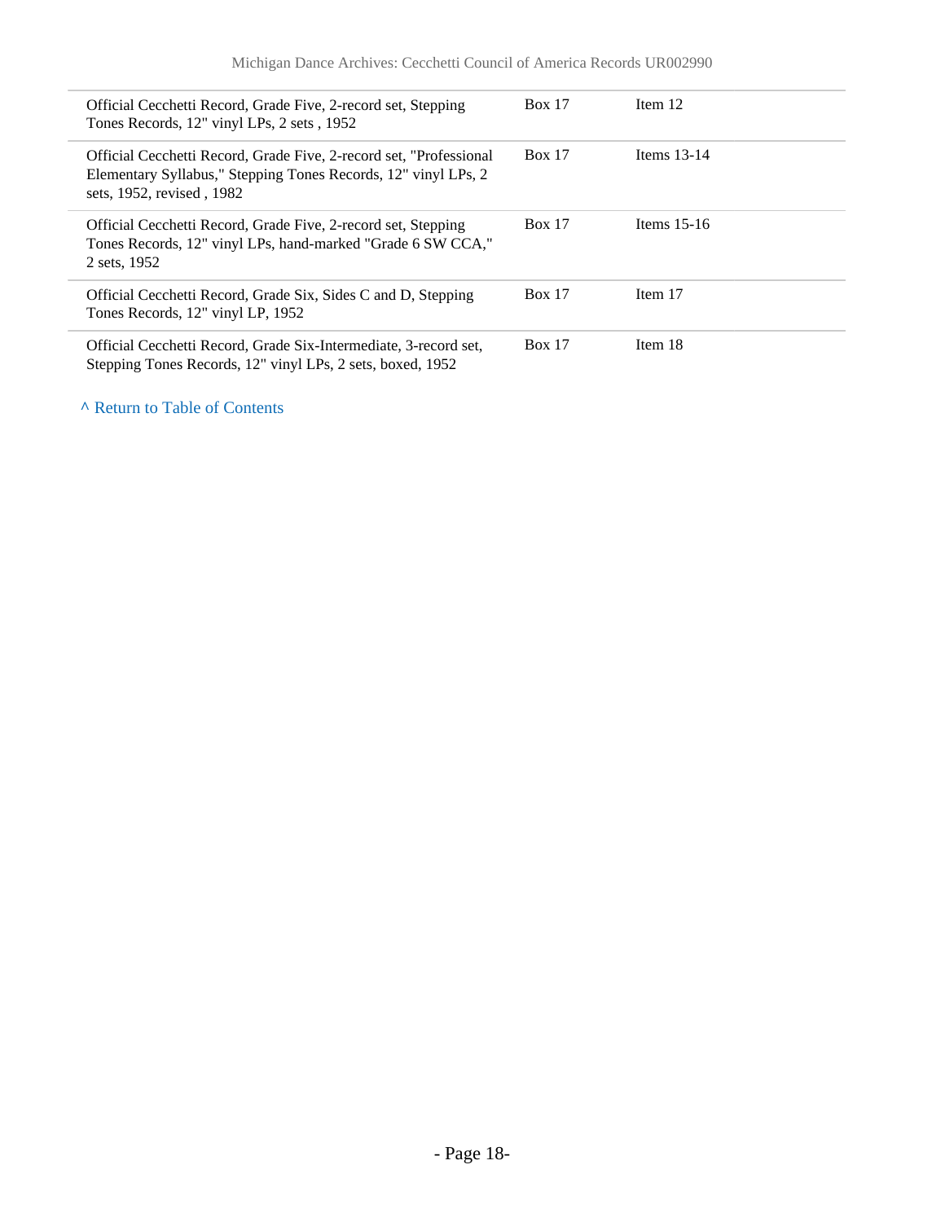| | | |
|---|---|---|
| Official Cecchetti Record, Grade Five, 2-record set, Stepping Tones Records, 12" vinyl LPs, 2 sets , 1952 | Box 17 | Item 12 |
| Official Cecchetti Record, Grade Five, 2-record set, "Professional Elementary Syllabus," Stepping Tones Records, 12" vinyl LPs, 2 sets, 1952, revised , 1982 | Box 17 | Items 13-14 |
| Official Cecchetti Record, Grade Five, 2-record set, Stepping Tones Records, 12" vinyl LPs, hand-marked "Grade 6 SW CCA," 2 sets, 1952 | Box 17 | Items 15-16 |
| Official Cecchetti Record, Grade Six, Sides C and D, Stepping Tones Records, 12" vinyl LP, 1952 | Box 17 | Item 17 |
| Official Cecchetti Record, Grade Six-Intermediate, 3-record set, Stepping Tones Records, 12" vinyl LPs, 2 sets, boxed, 1952 | Box 17 | Item 18 |

^ Return to Table of Contents